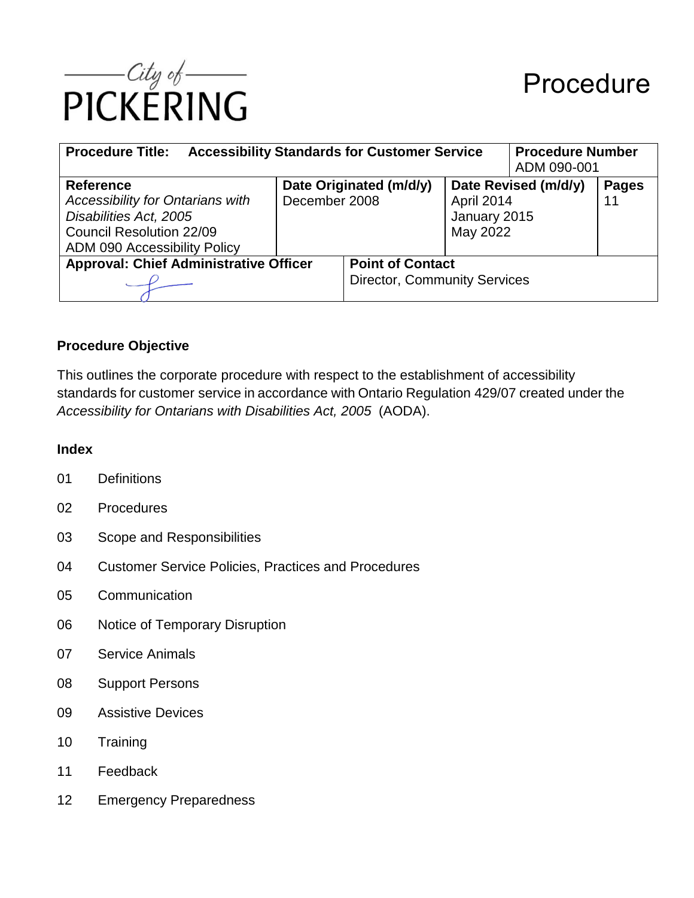City of PICKERING

# Procedure

| Procedure Title: Accessibility Standards for Customer Service | | | Procedure Number ADM 090-001 |
|---|---|---|---|
| **Reference** *Accessibility for Ontarians with Disabilities Act, 2005* Council Resolution 22/09 ADM 090 Accessibility Policy | **Date Originated (m/d/y)** December 2008 | **Date Revised (m/d/y)** April 2014 January 2015 May 2022 | **Pages** 11 |
| **Approval: Chief Administrative Officer** | | **Point of Contact** Director, Community Services | |

## Procedure Objective

This outlines the corporate procedure with respect to the establishment of accessibility standards for customer service in accordance with Ontario Regulation 429/07 created under the *Accessibility for Ontarians with Disabilities Act, 2005* (AODA).

## Index

01 Definitions

02 Procedures

03 Scope and Responsibilities

04 Customer Service Policies, Practices and Procedures

05 Communication

06 Notice of Temporary Disruption

07 Service Animals

08 Support Persons

09 Assistive Devices

10 Training

11 Feedback

12 Emergency Preparedness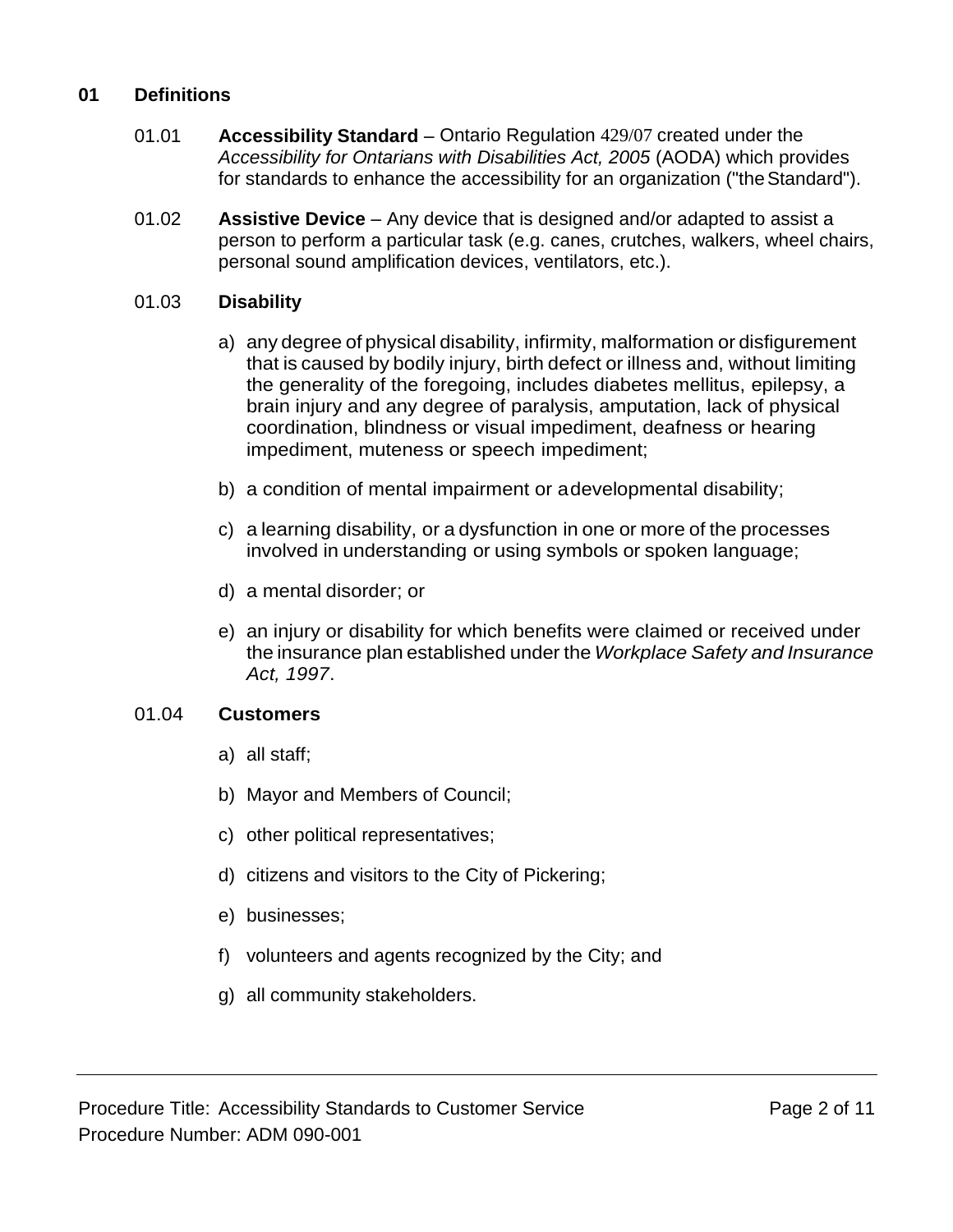## 01 Definitions

01.01 **Accessibility Standard** – Ontario Regulation 429/07 created under the *Accessibility for Ontarians with Disabilities Act, 2005* (AODA) which provides for standards to enhance the accessibility for an organization ("the Standard").

01.02 **Assistive Device** – Any device that is designed and/or adapted to assist a person to perform a particular task (e.g. canes, crutches, walkers, wheel chairs, personal sound amplification devices, ventilators, etc.).

01.03 **Disability**

a) any degree of physical disability, infirmity, malformation or disfigurement that is caused by bodily injury, birth defect or illness and, without limiting the generality of the foregoing, includes diabetes mellitus, epilepsy, a brain injury and any degree of paralysis, amputation, lack of physical coordination, blindness or visual impediment, deafness or hearing impediment, muteness or speech impediment;

b) a condition of mental impairment or a developmental disability;

c) a learning disability, or a dysfunction in one or more of the processes involved in understanding or using symbols or spoken language;

d) a mental disorder; or

e) an injury or disability for which benefits were claimed or received under the insurance plan established under the *Workplace Safety and Insurance Act, 1997*.

01.04 **Customers**

a) all staff;

b) Mayor and Members of Council;

c) other political representatives;

d) citizens and visitors to the City of Pickering;

e) businesses;

f) volunteers and agents recognized by the City; and

g) all community stakeholders.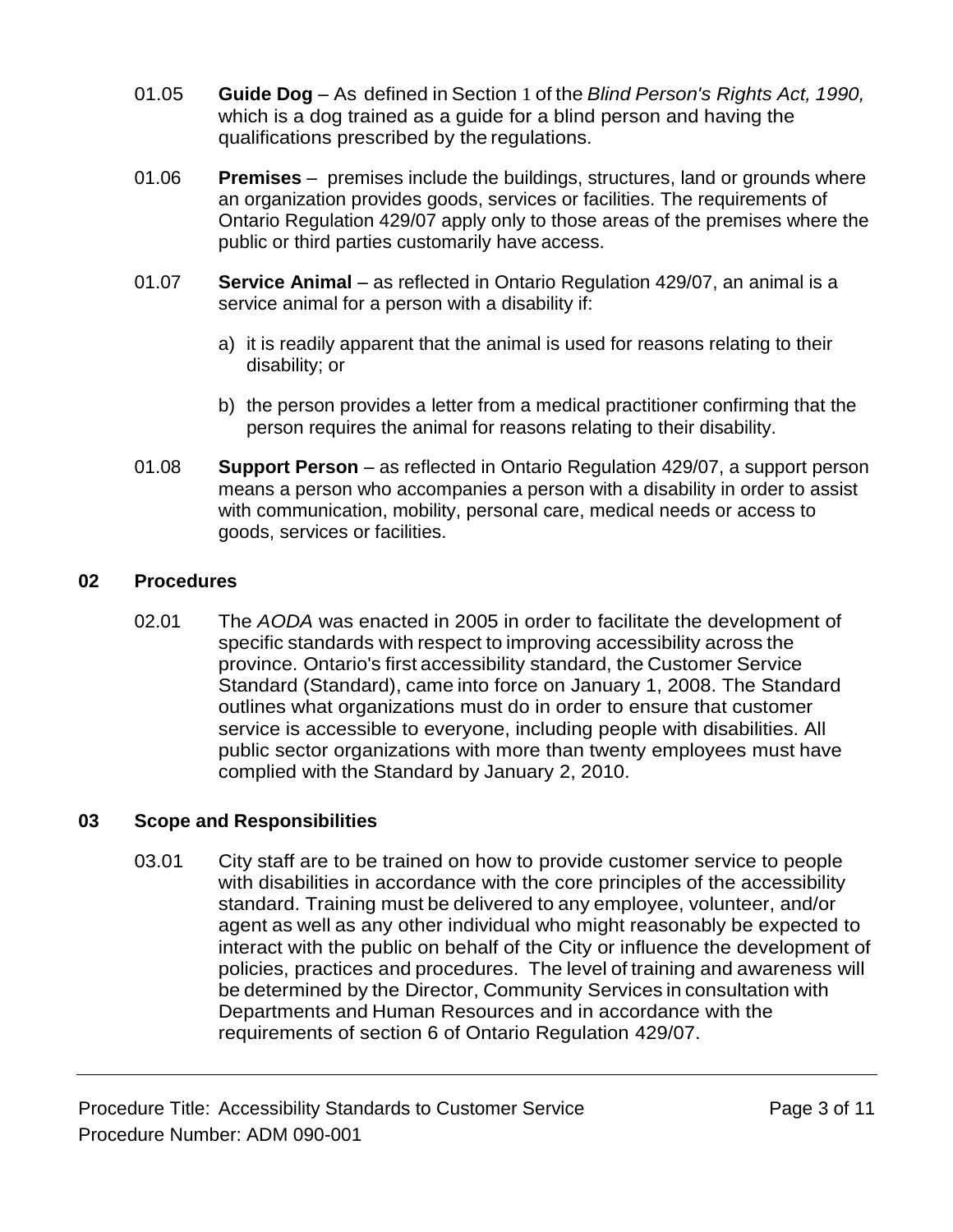01.05 **Guide Dog** – As defined in Section 1 of the *Blind Person's Rights Act, 1990,* which is a dog trained as a guide for a blind person and having the qualifications prescribed by the regulations.

01.06 **Premises** – premises include the buildings, structures, land or grounds where an organization provides goods, services or facilities. The requirements of Ontario Regulation 429/07 apply only to those areas of the premises where the public or third parties customarily have access.

01.07 **Service Animal** – as reflected in Ontario Regulation 429/07, an animal is a service animal for a person with a disability if:

a) it is readily apparent that the animal is used for reasons relating to their disability; or

b) the person provides a letter from a medical practitioner confirming that the person requires the animal for reasons relating to their disability.

01.08 **Support Person** – as reflected in Ontario Regulation 429/07, a support person means a person who accompanies a person with a disability in order to assist with communication, mobility, personal care, medical needs or access to goods, services or facilities.

## 02 Procedures

02.01 The *AODA* was enacted in 2005 in order to facilitate the development of specific standards with respect to improving accessibility across the province. Ontario's first accessibility standard, the Customer Service Standard (Standard), came into force on January 1, 2008. The Standard outlines what organizations must do in order to ensure that customer service is accessible to everyone, including people with disabilities. All public sector organizations with more than twenty employees must have complied with the Standard by January 2, 2010.

## 03 Scope and Responsibilities

03.01 City staff are to be trained on how to provide customer service to people with disabilities in accordance with the core principles of the accessibility standard. Training must be delivered to any employee, volunteer, and/or agent as well as any other individual who might reasonably be expected to interact with the public on behalf of the City or influence the development of policies, practices and procedures. The level of training and awareness will be determined by the Director, Community Services in consultation with Departments and Human Resources and in accordance with the requirements of section 6 of Ontario Regulation 429/07.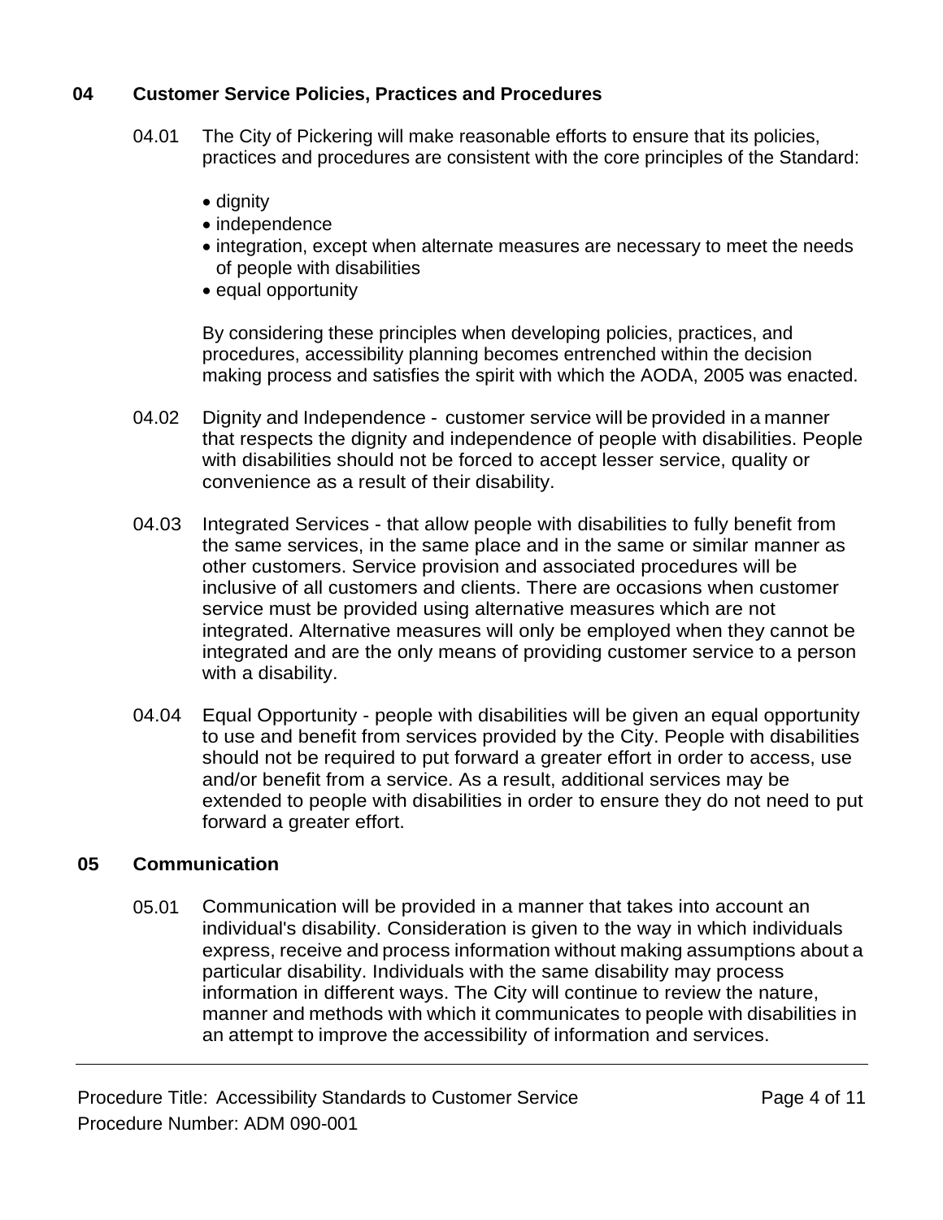## 04 Customer Service Policies, Practices and Procedures

04.01 The City of Pickering will make reasonable efforts to ensure that its policies, practices and procedures are consistent with the core principles of the Standard:

- dignity
- independence
- integration, except when alternate measures are necessary to meet the needs of people with disabilities
- equal opportunity

By considering these principles when developing policies, practices, and procedures, accessibility planning becomes entrenched within the decision making process and satisfies the spirit with which the AODA, 2005 was enacted.

04.02 Dignity and Independence - customer service will be provided in a manner that respects the dignity and independence of people with disabilities. People with disabilities should not be forced to accept lesser service, quality or convenience as a result of their disability.

04.03 Integrated Services - that allow people with disabilities to fully benefit from the same services, in the same place and in the same or similar manner as other customers. Service provision and associated procedures will be inclusive of all customers and clients. There are occasions when customer service must be provided using alternative measures which are not integrated. Alternative measures will only be employed when they cannot be integrated and are the only means of providing customer service to a person with a disability.

04.04 Equal Opportunity - people with disabilities will be given an equal opportunity to use and benefit from services provided by the City. People with disabilities should not be required to put forward a greater effort in order to access, use and/or benefit from a service. As a result, additional services may be extended to people with disabilities in order to ensure they do not need to put forward a greater effort.

## 05 Communication

05.01 Communication will be provided in a manner that takes into account an individual's disability. Consideration is given to the way in which individuals express, receive and process information without making assumptions about a particular disability. Individuals with the same disability may process information in different ways. The City will continue to review the nature, manner and methods with which it communicates to people with disabilities in an attempt to improve the accessibility of information and services.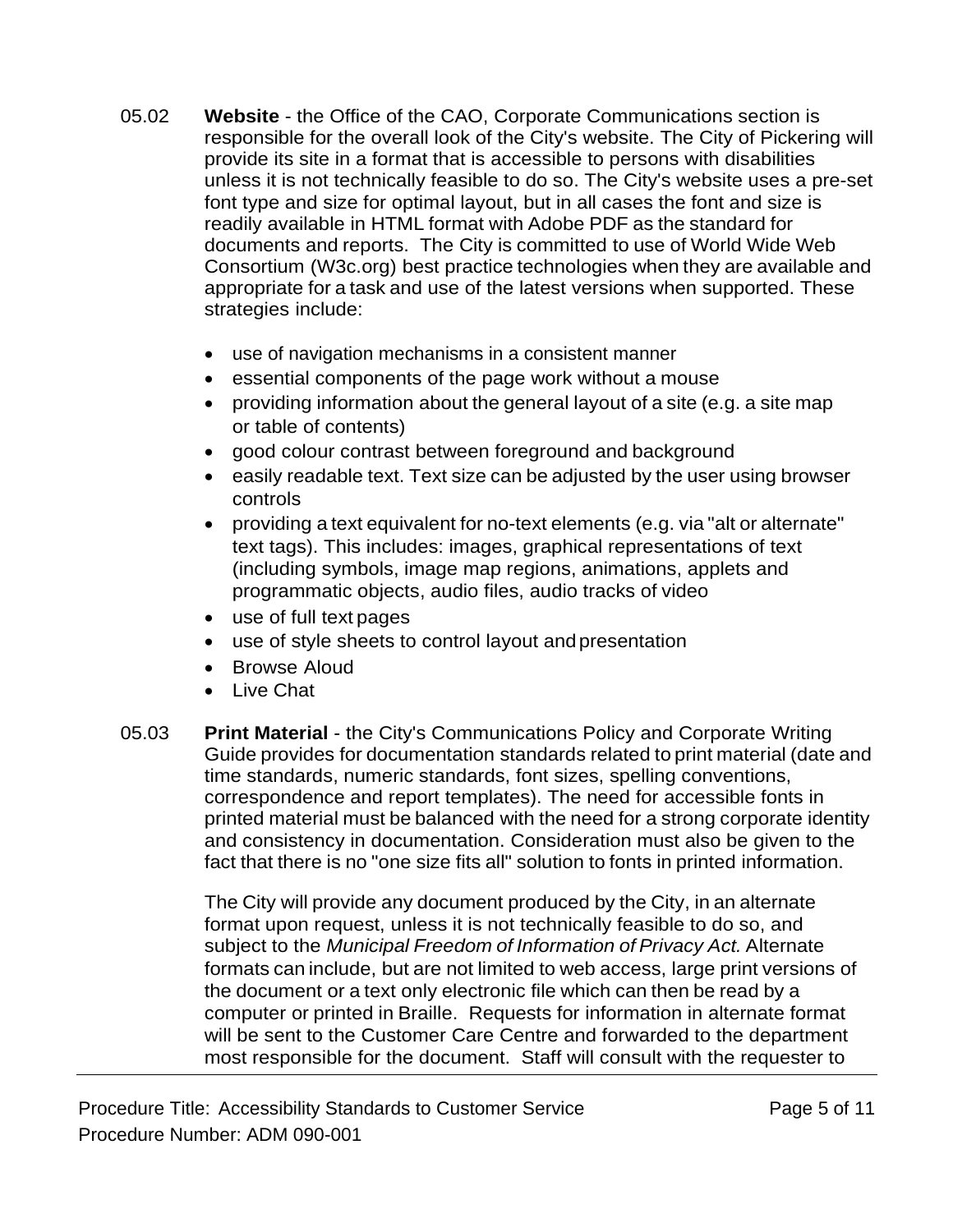05.02 **Website** - the Office of the CAO, Corporate Communications section is responsible for the overall look of the City's website. The City of Pickering will provide its site in a format that is accessible to persons with disabilities unless it is not technically feasible to do so. The City's website uses a pre-set font type and size for optimal layout, but in all cases the font and size is readily available in HTML format with Adobe PDF as the standard for documents and reports. The City is committed to use of World Wide Web Consortium (W3c.org) best practice technologies when they are available and appropriate for a task and use of the latest versions when supported. These strategies include:

- use of navigation mechanisms in a consistent manner
- essential components of the page work without a mouse
- providing information about the general layout of a site (e.g. a site map or table of contents)
- good colour contrast between foreground and background
- easily readable text. Text size can be adjusted by the user using browser controls
- providing a text equivalent for no-text elements (e.g. via "alt or alternate" text tags). This includes: images, graphical representations of text (including symbols, image map regions, animations, applets and programmatic objects, audio files, audio tracks of video
- use of full text pages
- use of style sheets to control layout and presentation
- Browse Aloud
- Live Chat

05.03 **Print Material** - the City's Communications Policy and Corporate Writing Guide provides for documentation standards related to print material (date and time standards, numeric standards, font sizes, spelling conventions, correspondence and report templates). The need for accessible fonts in printed material must be balanced with the need for a strong corporate identity and consistency in documentation. Consideration must also be given to the fact that there is no "one size fits all" solution to fonts in printed information.

The City will provide any document produced by the City, in an alternate format upon request, unless it is not technically feasible to do so, and subject to the *Municipal Freedom of Information of Privacy Act.* Alternate formats can include, but are not limited to web access, large print versions of the document or a text only electronic file which can then be read by a computer or printed in Braille. Requests for information in alternate format will be sent to the Customer Care Centre and forwarded to the department most responsible for the document. Staff will consult with the requester to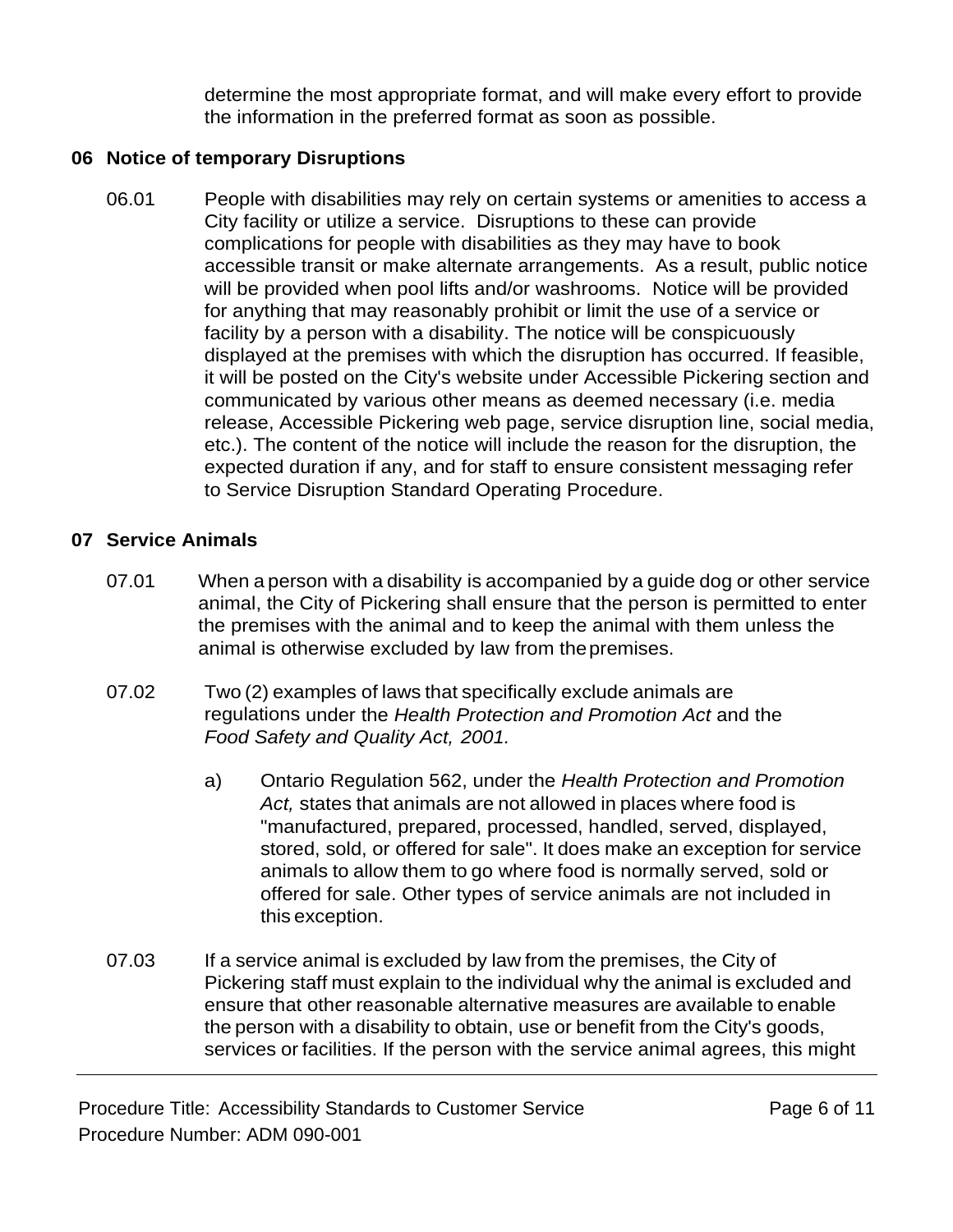determine the most appropriate format, and will make every effort to provide the information in the preferred format as soon as possible.

## 06 Notice of temporary Disruptions

06.01 People with disabilities may rely on certain systems or amenities to access a City facility or utilize a service. Disruptions to these can provide complications for people with disabilities as they may have to book accessible transit or make alternate arrangements. As a result, public notice will be provided when pool lifts and/or washrooms. Notice will be provided for anything that may reasonably prohibit or limit the use of a service or facility by a person with a disability. The notice will be conspicuously displayed at the premises with which the disruption has occurred. If feasible, it will be posted on the City's website under Accessible Pickering section and communicated by various other means as deemed necessary (i.e. media release, Accessible Pickering web page, service disruption line, social media, etc.). The content of the notice will include the reason for the disruption, the expected duration if any, and for staff to ensure consistent messaging refer to Service Disruption Standard Operating Procedure.

## 07 Service Animals

07.01 When a person with a disability is accompanied by a guide dog or other service animal, the City of Pickering shall ensure that the person is permitted to enter the premises with the animal and to keep the animal with them unless the animal is otherwise excluded by law from the premises.

07.02 Two (2) examples of laws that specifically exclude animals are regulations under the *Health Protection and Promotion Act* and the *Food Safety and Quality Act, 2001.*

a) Ontario Regulation 562, under the *Health Protection and Promotion Act,* states that animals are not allowed in places where food is "manufactured, prepared, processed, handled, served, displayed, stored, sold, or offered for sale". It does make an exception for service animals to allow them to go where food is normally served, sold or offered for sale. Other types of service animals are not included in this exception.

07.03 If a service animal is excluded by law from the premises, the City of Pickering staff must explain to the individual why the animal is excluded and ensure that other reasonable alternative measures are available to enable the person with a disability to obtain, use or benefit from the City's goods, services or facilities. If the person with the service animal agrees, this might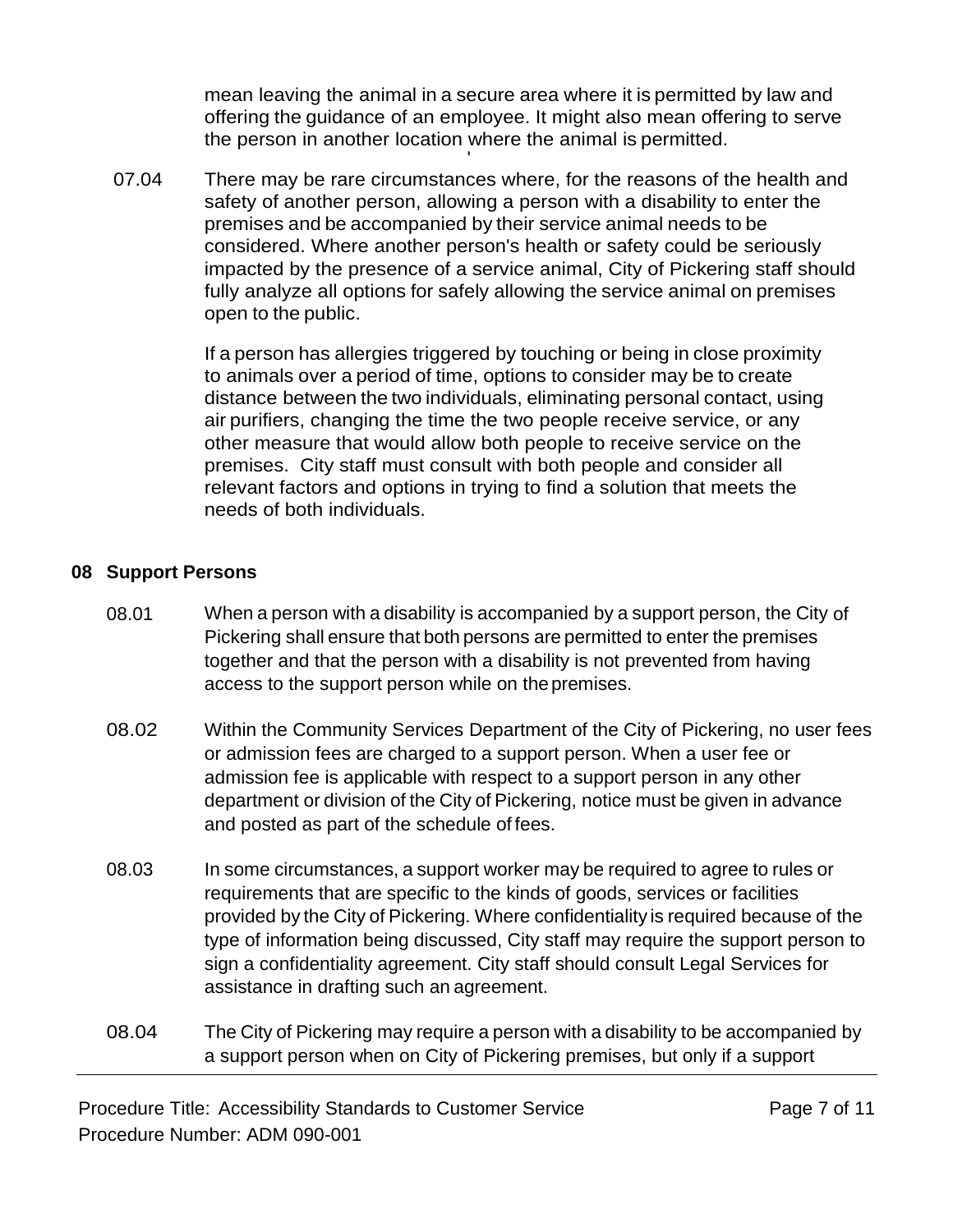mean leaving the animal in a secure area where it is permitted by law and offering the guidance of an employee. It might also mean offering to serve the person in another location where the animal is permitted.

07.04 There may be rare circumstances where, for the reasons of the health and safety of another person, allowing a person with a disability to enter the premises and be accompanied by their service animal needs to be considered. Where another person's health or safety could be seriously impacted by the presence of a service animal, City of Pickering staff should fully analyze all options for safely allowing the service animal on premises open to the public.

If a person has allergies triggered by touching or being in close proximity to animals over a period of time, options to consider may be to create distance between the two individuals, eliminating personal contact, using air purifiers, changing the time the two people receive service, or any other measure that would allow both people to receive service on the premises. City staff must consult with both people and consider all relevant factors and options in trying to find a solution that meets the needs of both individuals.

## 08 Support Persons

08.01 When a person with a disability is accompanied by a support person, the City of Pickering shall ensure that both persons are permitted to enter the premises together and that the person with a disability is not prevented from having access to the support person while on the premises.

08.02 Within the Community Services Department of the City of Pickering, no user fees or admission fees are charged to a support person. When a user fee or admission fee is applicable with respect to a support person in any other department or division of the City of Pickering, notice must be given in advance and posted as part of the schedule of fees.

08.03 In some circumstances, a support worker may be required to agree to rules or requirements that are specific to the kinds of goods, services or facilities provided by the City of Pickering. Where confidentiality is required because of the type of information being discussed, City staff may require the support person to sign a confidentiality agreement. City staff should consult Legal Services for assistance in drafting such an agreement.

08.04 The City of Pickering may require a person with a disability to be accompanied by a support person when on City of Pickering premises, but only if a support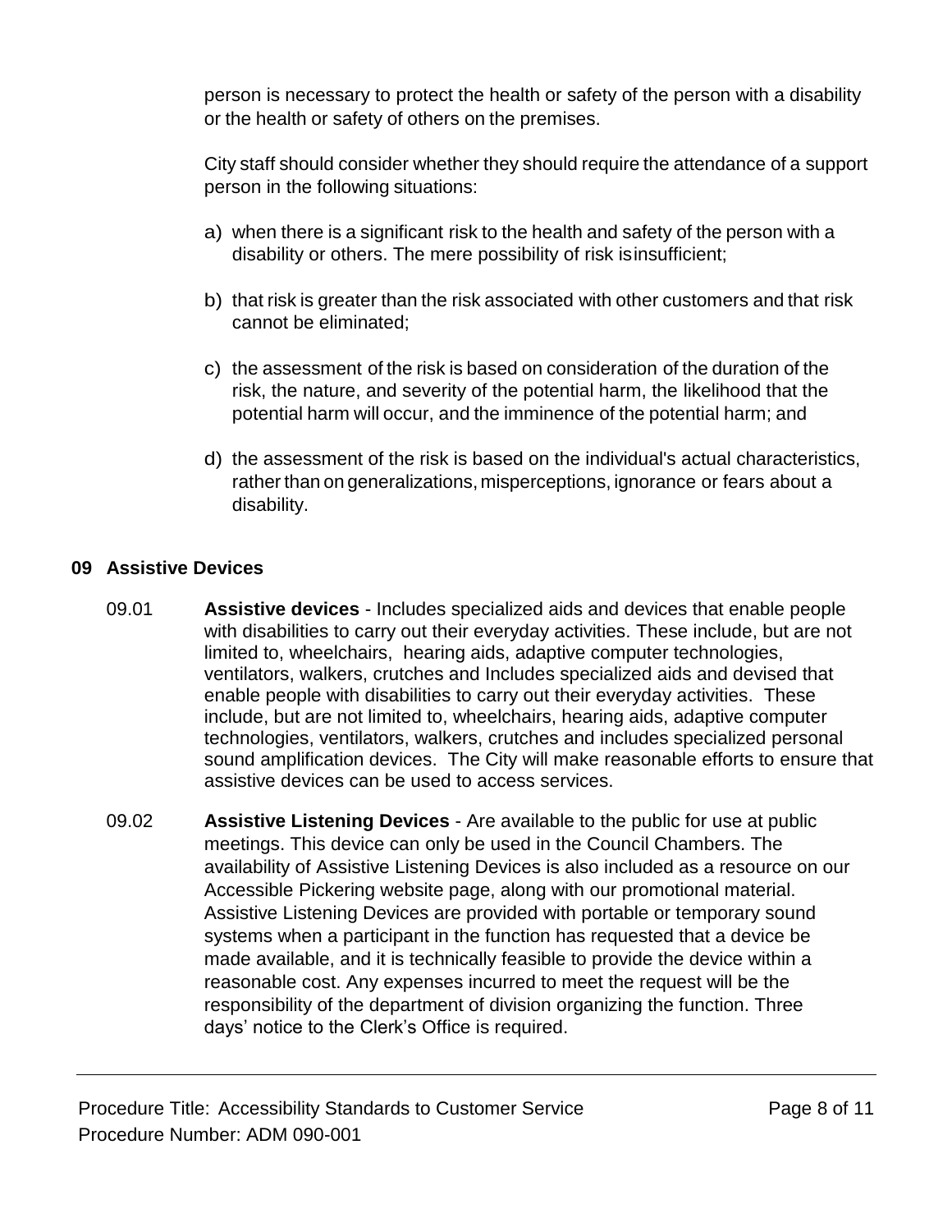person is necessary to protect the health or safety of the person with a disability or the health or safety of others on the premises.

City staff should consider whether they should require the attendance of a support person in the following situations:

a) when there is a significant risk to the health and safety of the person with a disability or others. The mere possibility of risk isinsufficient;

b) that risk is greater than the risk associated with other customers and that risk cannot be eliminated;

c) the assessment of the risk is based on consideration of the duration of the risk, the nature, and severity of the potential harm, the likelihood that the potential harm will occur, and the imminence of the potential harm; and

d) the assessment of the risk is based on the individual's actual characteristics, rather than on generalizations, misperceptions, ignorance or fears about a disability.

## 09 Assistive Devices

09.01 **Assistive devices** - Includes specialized aids and devices that enable people with disabilities to carry out their everyday activities. These include, but are not limited to, wheelchairs, hearing aids, adaptive computer technologies, ventilators, walkers, crutches and Includes specialized aids and devised that enable people with disabilities to carry out their everyday activities. These include, but are not limited to, wheelchairs, hearing aids, adaptive computer technologies, ventilators, walkers, crutches and includes specialized personal sound amplification devices. The City will make reasonable efforts to ensure that assistive devices can be used to access services.

09.02 **Assistive Listening Devices** - Are available to the public for use at public meetings. This device can only be used in the Council Chambers. The availability of Assistive Listening Devices is also included as a resource on our Accessible Pickering website page, along with our promotional material. Assistive Listening Devices are provided with portable or temporary sound systems when a participant in the function has requested that a device be made available, and it is technically feasible to provide the device within a reasonable cost. Any expenses incurred to meet the request will be the responsibility of the department of division organizing the function. Three days' notice to the Clerk's Office is required.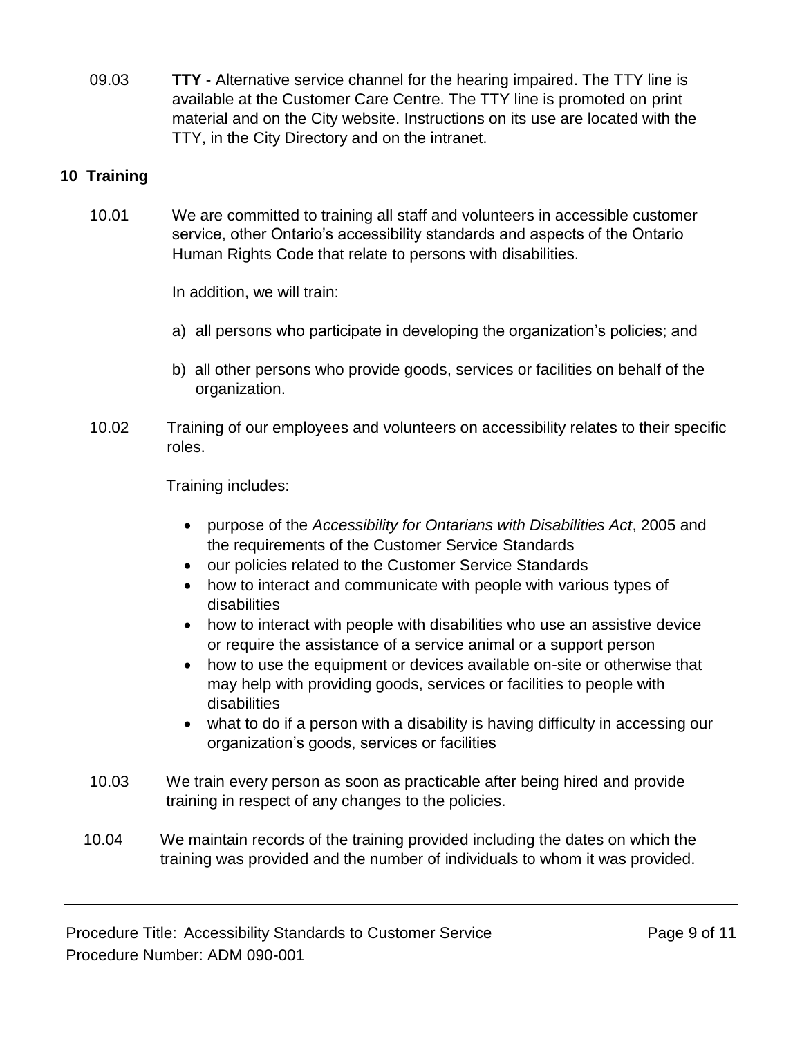09.03 **TTY** - Alternative service channel for the hearing impaired. The TTY line is available at the Customer Care Centre. The TTY line is promoted on print material and on the City website. Instructions on its use are located with the TTY, in the City Directory and on the intranet.

## 10 Training

10.01 We are committed to training all staff and volunteers in accessible customer service, other Ontario's accessibility standards and aspects of the Ontario Human Rights Code that relate to persons with disabilities.

In addition, we will train:

a) all persons who participate in developing the organization's policies; and

b) all other persons who provide goods, services or facilities on behalf of the organization.

10.02 Training of our employees and volunteers on accessibility relates to their specific roles.

Training includes:

- purpose of the *Accessibility for Ontarians with Disabilities Act*, 2005 and the requirements of the Customer Service Standards
- our policies related to the Customer Service Standards
- how to interact and communicate with people with various types of disabilities
- how to interact with people with disabilities who use an assistive device or require the assistance of a service animal or a support person
- how to use the equipment or devices available on-site or otherwise that may help with providing goods, services or facilities to people with disabilities
- what to do if a person with a disability is having difficulty in accessing our organization's goods, services or facilities

10.03 We train every person as soon as practicable after being hired and provide training in respect of any changes to the policies.

10.04 We maintain records of the training provided including the dates on which the training was provided and the number of individuals to whom it was provided.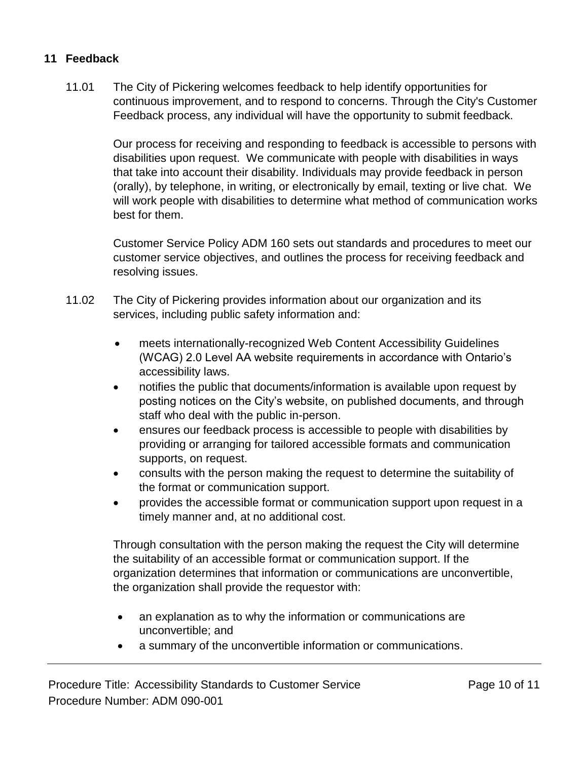## 11 Feedback

11.01 The City of Pickering welcomes feedback to help identify opportunities for continuous improvement, and to respond to concerns. Through the City's Customer Feedback process, any individual will have the opportunity to submit feedback.

Our process for receiving and responding to feedback is accessible to persons with disabilities upon request. We communicate with people with disabilities in ways that take into account their disability. Individuals may provide feedback in person (orally), by telephone, in writing, or electronically by email, texting or live chat. We will work people with disabilities to determine what method of communication works best for them.

Customer Service Policy ADM 160 sets out standards and procedures to meet our customer service objectives, and outlines the process for receiving feedback and resolving issues.

11.02 The City of Pickering provides information about our organization and its services, including public safety information and:

- meets internationally-recognized Web Content Accessibility Guidelines (WCAG) 2.0 Level AA website requirements in accordance with Ontario's accessibility laws.
- notifies the public that documents/information is available upon request by posting notices on the City's website, on published documents, and through staff who deal with the public in-person.
- ensures our feedback process is accessible to people with disabilities by providing or arranging for tailored accessible formats and communication supports, on request.
- consults with the person making the request to determine the suitability of the format or communication support.
- provides the accessible format or communication support upon request in a timely manner and, at no additional cost.

Through consultation with the person making the request the City will determine the suitability of an accessible format or communication support. If the organization determines that information or communications are unconvertible, the organization shall provide the requestor with:

- an explanation as to why the information or communications are unconvertible; and
- a summary of the unconvertible information or communications.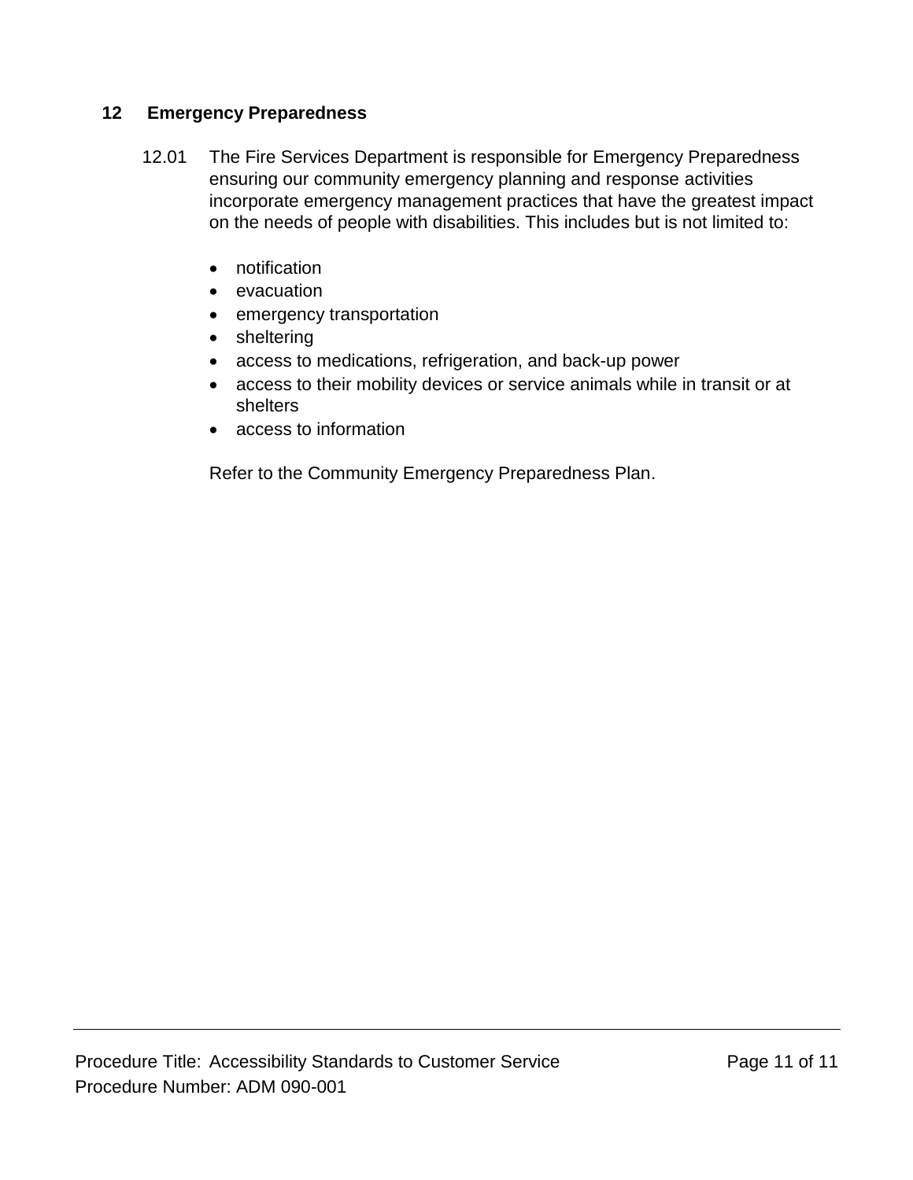## 12 Emergency Preparedness

12.01 The Fire Services Department is responsible for Emergency Preparedness ensuring our community emergency planning and response activities incorporate emergency management practices that have the greatest impact on the needs of people with disabilities. This includes but is not limited to:

- notification
- evacuation
- emergency transportation
- sheltering
- access to medications, refrigeration, and back-up power
- access to their mobility devices or service animals while in transit or at shelters
- access to information

Refer to the Community Emergency Preparedness Plan.